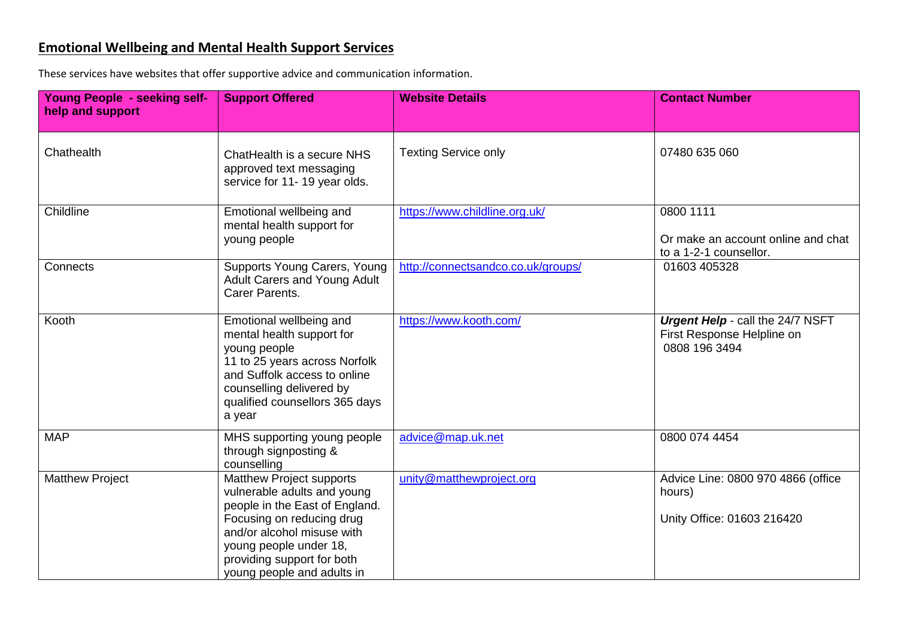## Emotional Wellbeing and Mental Health Support Services

These services have websites that offer supportive advice and communication information.

| Young People - seeking self-help and support | Support Offered | Website Details | Contact Number |
|---|---|---|---|
| Chathealth | ChatHealth is a secure NHS approved text messaging service for 11- 19 year olds. | Texting Service only | 07480 635 060 |
| Childline | Emotional wellbeing and mental health support for young people | https://www.childline.org.uk/ | 0800 1111<br><br>Or make an account online and chat to a 1-2-1 counsellor. |
| Connects | Supports Young Carers, Young Adult Carers and Young Adult Carer Parents. | http://connectsandco.co.uk/groups/ | 01603 405328 |
| Kooth | Emotional wellbeing and mental health support for young people<br>11 to 25 years across Norfolk and Suffolk access to online counselling delivered by qualified counsellors 365 days a year | https://www.kooth.com/ | ***Urgent Help*** - call the 24/7 NSFT First Response Helpline on 0808 196 3494 |
| MAP | MHS supporting young people through signposting & counselling | advice@map.uk.net | 0800 074 4454 |
| Matthew Project | Matthew Project supports vulnerable adults and young people in the East of England. Focusing on reducing drug and/or alcohol misuse with young people under 18, providing support for both young people and adults in | unity@matthewproject.org | Advice Line: 0800 970 4866 (office hours)<br><br>Unity Office: 01603 216420 |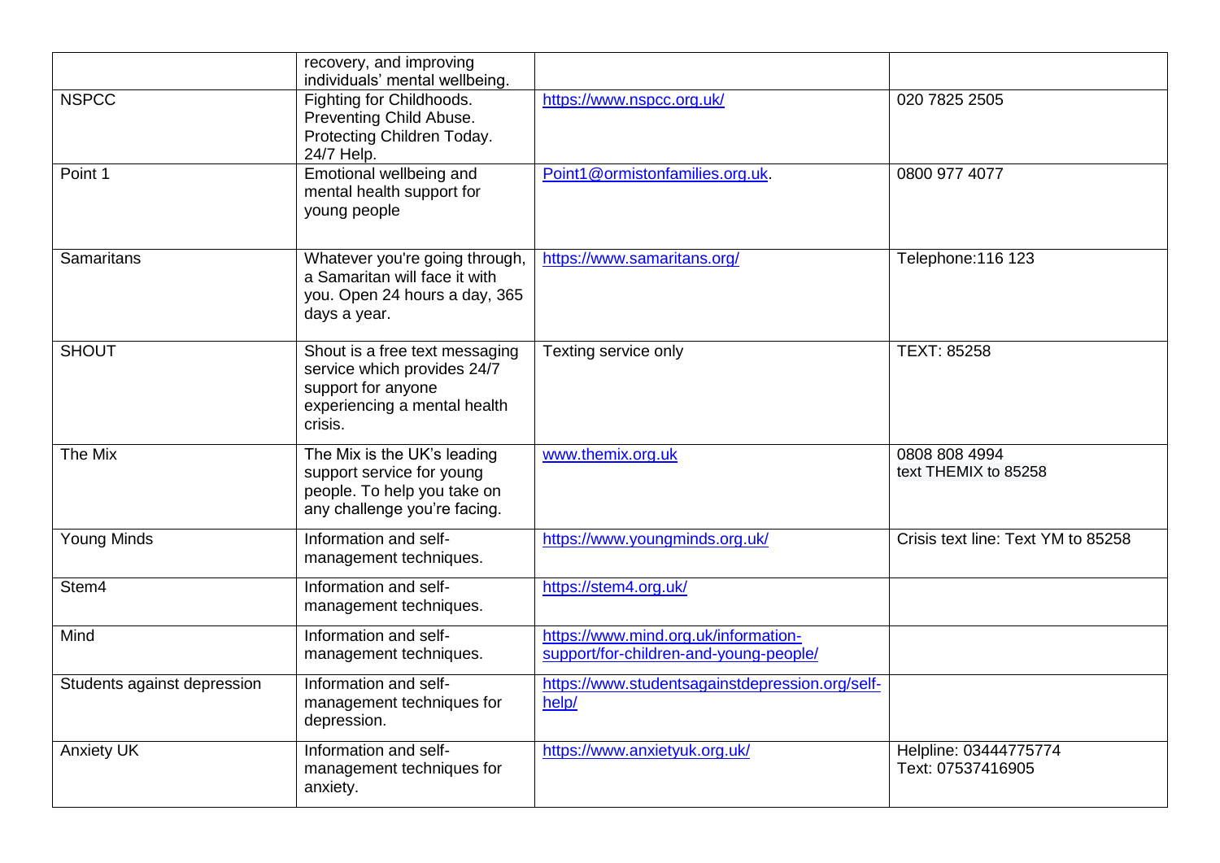| | | | |
|---|---|---|---|
| | recovery, and improving individuals' mental wellbeing. | | |
| NSPCC | Fighting for Childhoods. Preventing Child Abuse. Protecting Children Today. 24/7 Help. | https://www.nspcc.org.uk/ | 020 7825 2505 |
| Point 1 | Emotional wellbeing and mental health support for young people | Point1@ormistonfamilies.org.uk. | 0800 977 4077 |
| Samaritans | Whatever you're going through, a Samaritan will face it with you. Open 24 hours a day, 365 days a year. | https://www.samaritans.org/ | Telephone:116 123 |
| SHOUT | Shout is a free text messaging service which provides 24/7 support for anyone experiencing a mental health crisis. | Texting service only | TEXT: 85258 |
| The Mix | The Mix is the UK's leading support service for young people. To help you take on any challenge you're facing. | www.themix.org.uk | 0808 808 4994<br>text THEMIX to 85258 |
| Young Minds | Information and self-management techniques. | https://www.youngminds.org.uk/ | Crisis text line: Text YM to 85258 |
| Stem4 | Information and self-management techniques. | https://stem4.org.uk/ | |
| Mind | Information and self-management techniques. | https://www.mind.org.uk/information-support/for-children-and-young-people/ | |
| Students against depression | Information and self-management techniques for depression. | https://www.studentsagainstdepression.org/self-help/ | |
| Anxiety UK | Information and self-management techniques for anxiety. | https://www.anxietyuk.org.uk/ | Helpline: 03444775774<br>Text: 07537416905 |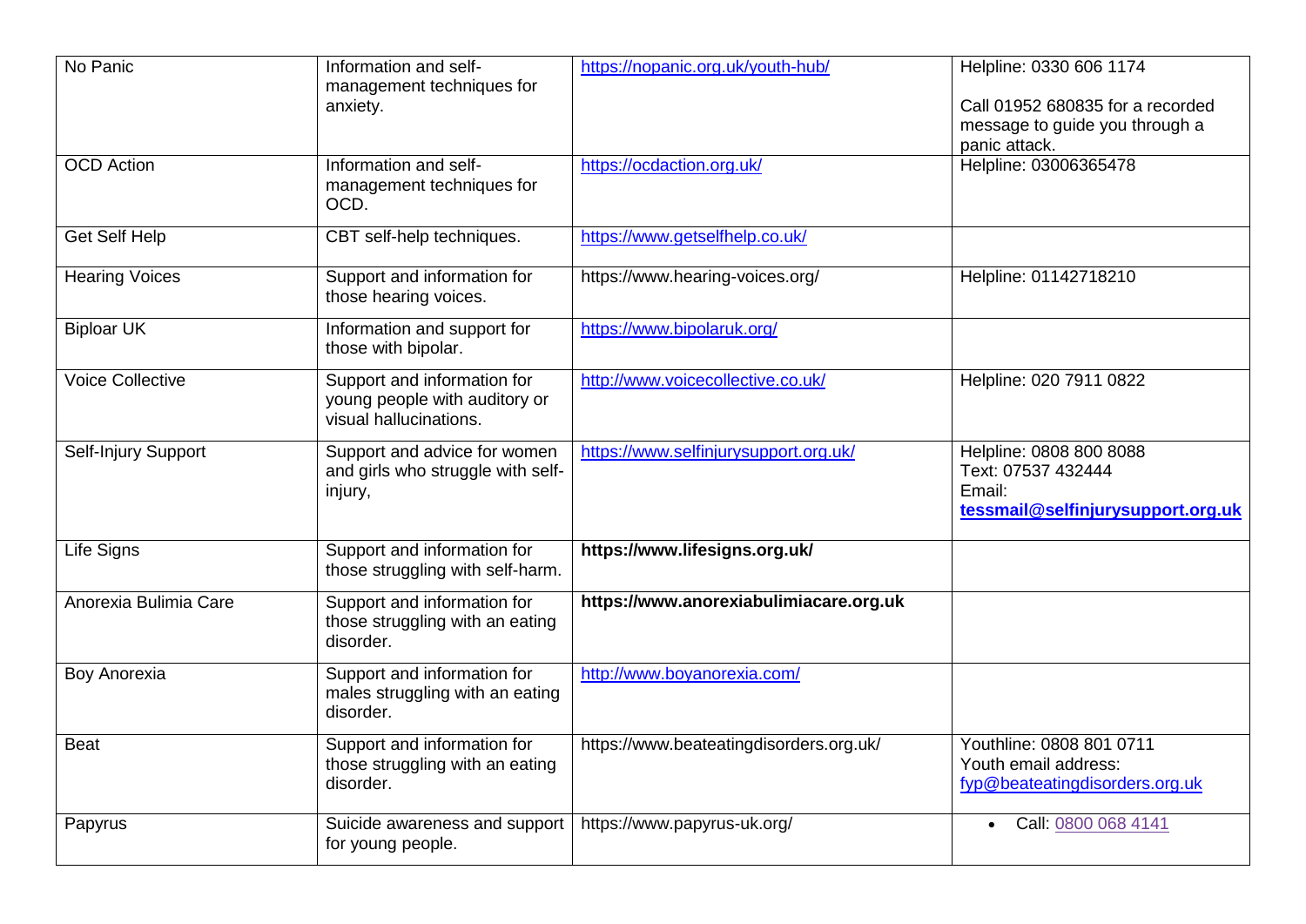| No Panic | Information and self-management techniques for anxiety. | https://nopanic.org.uk/youth-hub/ | Helpline: 0330 606 1174<br><br>Call 01952 680835 for a recorded message to guide you through a panic attack. |
|---|---|---|---|
| OCD Action | Information and self-management techniques for OCD. | https://ocdaction.org.uk/ | Helpline: 03006365478 |
| Get Self Help | CBT self-help techniques. | https://www.getselfhelp.co.uk/ | |
| Hearing Voices | Support and information for those hearing voices. | https://www.hearing-voices.org/ | Helpline: 01142718210 |
| Biploar UK | Information and support for those with bipolar. | https://www.bipolaruk.org/ | |
| Voice Collective | Support and information for young people with auditory or visual hallucinations. | http://www.voicecollective.co.uk/ | Helpline: 020 7911 0822 |
| Self-Injury Support | Support and advice for women and girls who struggle with self-injury, | https://www.selfinjurysupport.org.uk/ | Helpline: 0808 800 8088<br>Text: 07537 432444<br>Email:<br>**tessmail@selfinjurysupport.org.uk** |
| Life Signs | Support and information for those struggling with self-harm. | **https://www.lifesigns.org.uk/** | |
| Anorexia Bulimia Care | Support and information for those struggling with an eating disorder. | **https://www.anorexiabulimiacare.org.uk** | |
| Boy Anorexia | Support and information for males struggling with an eating disorder. | http://www.boyanorexia.com/ | |
| Beat | Support and information for those struggling with an eating disorder. | https://www.beateatingdisorders.org.uk/ | Youthline: 0808 801 0711<br>Youth email address:<br>fyp@beateatingdisorders.org.uk |
| Papyrus | Suicide awareness and support for young people. | https://www.papyrus-uk.org/ | • Call: 0800 068 4141 |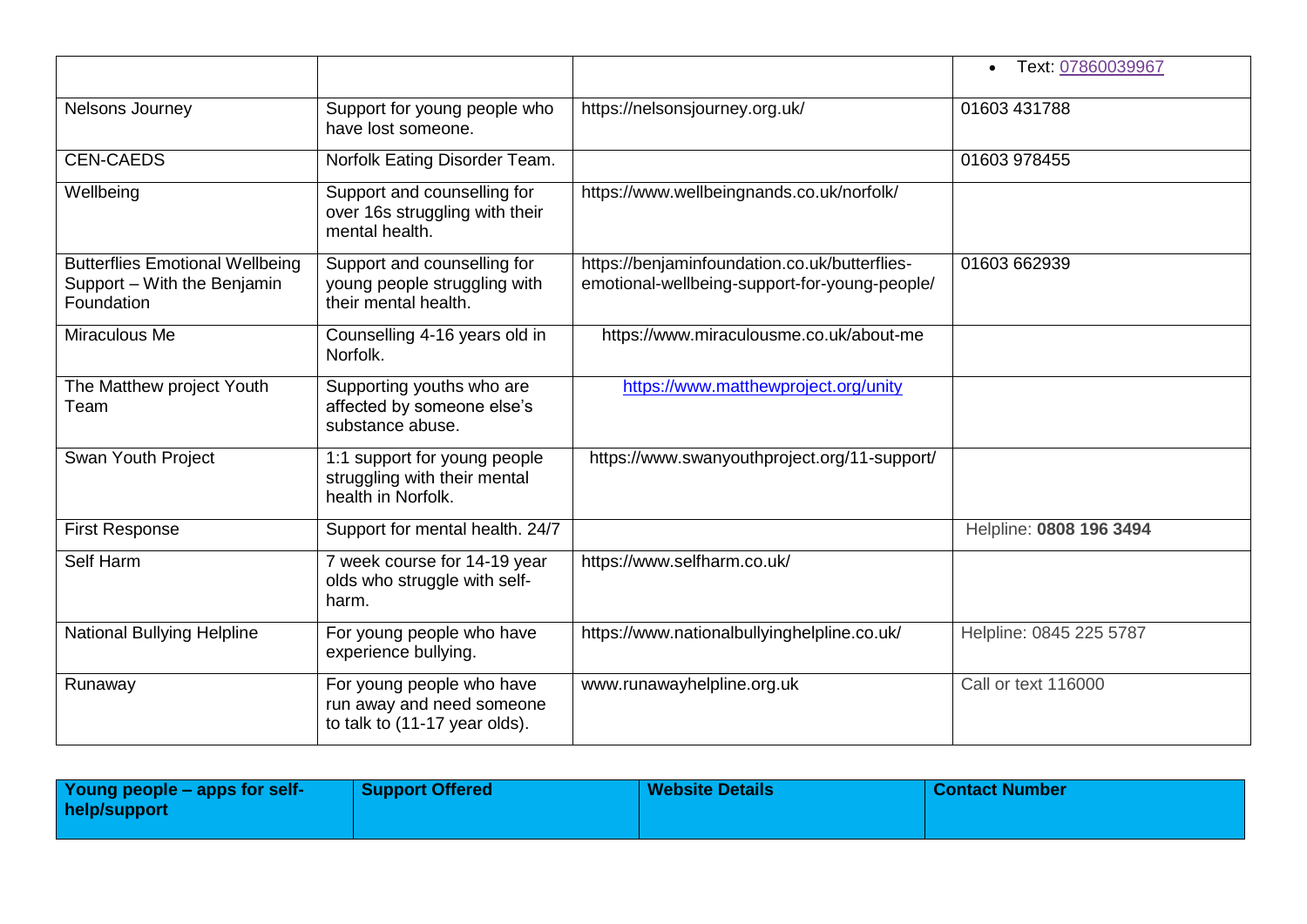| | | | • Text: 07860039967 |
|---|---|---|---|
| Nelsons Journey | Support for young people who have lost someone. | https://nelsonsjourney.org.uk/ | 01603 431788 |
| CEN-CAEDS | Norfolk Eating Disorder Team. | | 01603 978455 |
| Wellbeing | Support and counselling for over 16s struggling with their mental health. | https://www.wellbeingnands.co.uk/norfolk/ | |
| Butterflies Emotional Wellbeing Support – With the Benjamin Foundation | Support and counselling for young people struggling with their mental health. | https://benjaminfoundation.co.uk/butterflies-emotional-wellbeing-support-for-young-people/ | 01603 662939 |
| Miraculous Me | Counselling 4-16 years old in Norfolk. | https://www.miraculousme.co.uk/about-me | |
| The Matthew project Youth Team | Supporting youths who are affected by someone else's substance abuse. | https://www.matthewproject.org/unity | |
| Swan Youth Project | 1:1 support for young people struggling with their mental health in Norfolk. | https://www.swanyouthproject.org/11-support/ | |
| First Response | Support for mental health. 24/7 | | Helpline: **0808 196 3494** |
| Self Harm | 7 week course for 14-19 year olds who struggle with self-harm. | https://www.selfharm.co.uk/ | |
| National Bullying Helpline | For young people who have experience bullying. | https://www.nationalbullyinghelpline.co.uk/ | Helpline: 0845 225 5787 |
| Runaway | For young people who have run away and need someone to talk to (11-17 year olds). | www.runawayhelpline.org.uk | Call or text 116000 |

| Young people – apps for self-help/support | Support Offered | Website Details | Contact Number |
|---|---|---|---|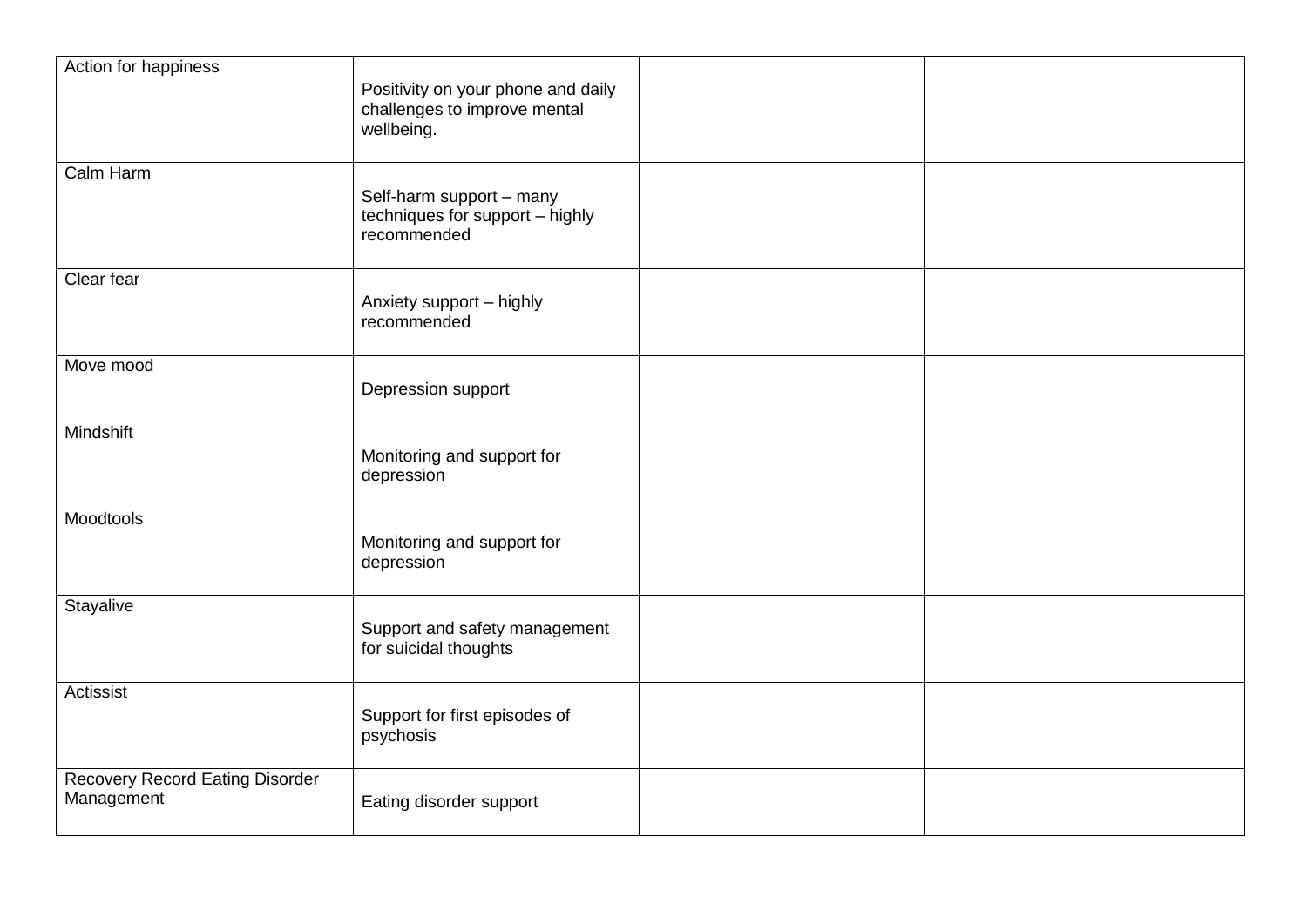| Action for happiness | Positivity on your phone and daily challenges to improve mental wellbeing. | | |
|---|---|---|---|
| Calm Harm | Self-harm support – many techniques for support – highly recommended | | |
| Clear fear | Anxiety support – highly recommended | | |
| Move mood | Depression support | | |
| Mindshift | Monitoring and support for depression | | |
| Moodtools | Monitoring and support for depression | | |
| Stayalive | Support and safety management for suicidal thoughts | | |
| Actissist | Support for first episodes of psychosis | | |
| Recovery Record Eating Disorder Management | Eating disorder support | | |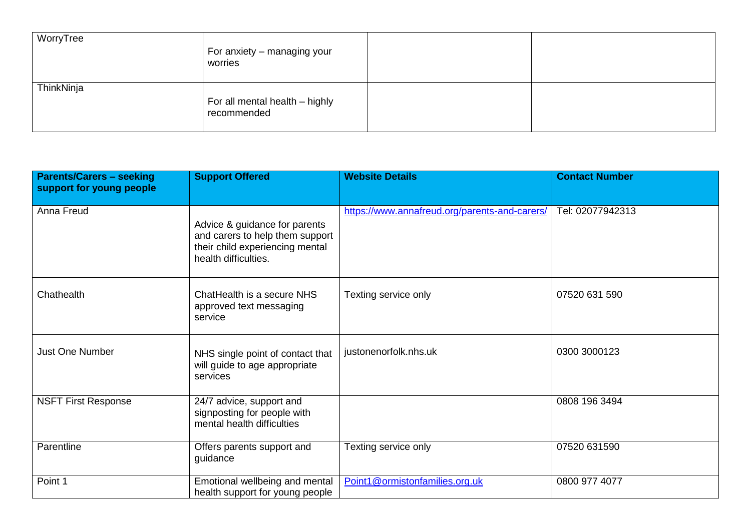| | | | |
|---|---|---|---|
| WorryTree | For anxiety – managing your worries | | |
| ThinkNinja | For all mental health – highly recommended | | |

| Parents/Carers – seeking support for young people | Support Offered | Website Details | Contact Number |
|---|---|---|---|
| Anna Freud | Advice & guidance for parents and carers to help them support their child experiencing mental health difficulties. | https://www.annafreud.org/parents-and-carers/ | Tel: 02077942313 |
| Chathealth | ChatHealth is a secure NHS approved text messaging service | Texting service only | 07520 631 590 |
| Just One Number | NHS single point of contact that will guide to age appropriate services | justonenorfolk.nhs.uk | 0300 3000123 |
| NSFT First Response | 24/7 advice, support and signposting for people with mental health difficulties | | 0808 196 3494 |
| Parentline | Offers parents support and guidance | Texting service only | 07520 631590 |
| Point 1 | Emotional wellbeing and mental health support for young people | Point1@ormistonfamilies.org.uk | 0800 977 4077 |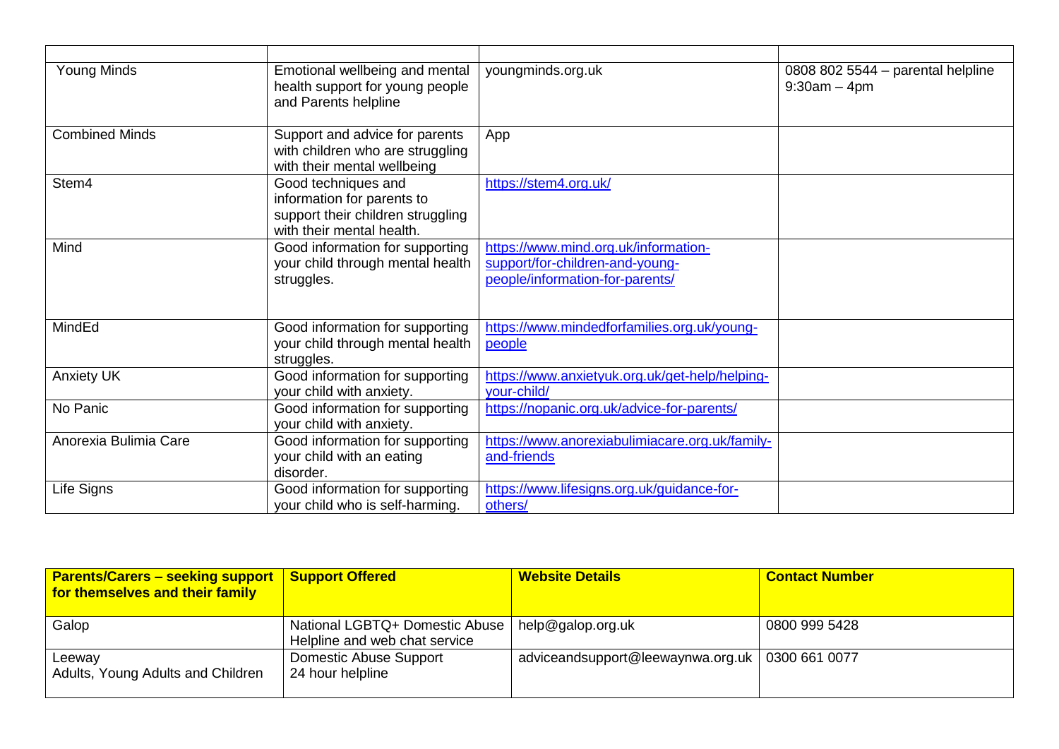| | | | |
|---|---|---|---|
| Young Minds | Emotional wellbeing and mental health support for young people and Parents helpline | youngminds.org.uk | 0808 802 5544 – parental helpline 9:30am – 4pm |
| Combined Minds | Support and advice for parents with children who are struggling with their mental wellbeing | App | |
| Stem4 | Good techniques and information for parents to support their children struggling with their mental health. | https://stem4.org.uk/ | |
| Mind | Good information for supporting your child through mental health struggles. | https://www.mind.org.uk/information-support/for-children-and-young-people/information-for-parents/ | |
| MindEd | Good information for supporting your child through mental health struggles. | https://www.mindedforfamilies.org.uk/young-people | |
| Anxiety UK | Good information for supporting your child with anxiety. | https://www.anxietyuk.org.uk/get-help/helping-your-child/ | |
| No Panic | Good information for supporting your child with anxiety. | https://nopanic.org.uk/advice-for-parents/ | |
| Anorexia Bulimia Care | Good information for supporting your child with an eating disorder. | https://www.anorexiabulimiacare.org.uk/family-and-friends | |
| Life Signs | Good information for supporting your child who is self-harming. | https://www.lifesigns.org.uk/guidance-for-others/ | |

| **Parents/Carers – seeking support for themselves and their family** | **Support Offered** | **Website Details** | **Contact Number** |
|---|---|---|---|
| Galop | National LGBTQ+ Domestic Abuse Helpline and web chat service | help@galop.org.uk | 0800 999 5428 |
| Leeway<br>Adults, Young Adults and Children | Domestic Abuse Support<br>24 hour helpline | adviceandsupport@leewaynwa.org.uk | 0300 661 0077 |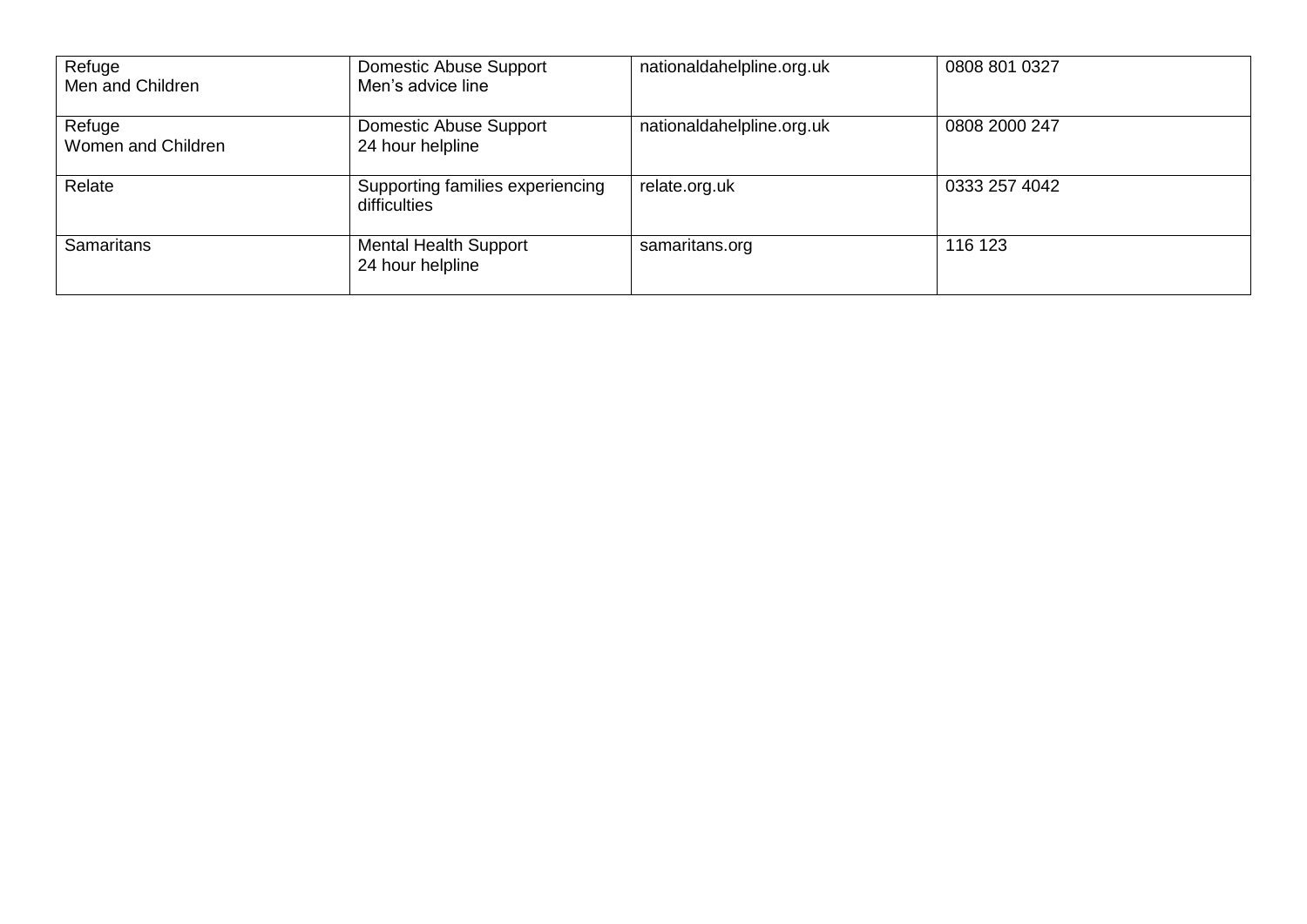| | | | |
|---|---|---|---|
| Refuge<br>Men and Children | Domestic Abuse Support<br>Men's advice line | nationaldahelpline.org.uk | 0808 801 0327 |
| Refuge<br>Women and Children | Domestic Abuse Support<br>24 hour helpline | nationaldahelpline.org.uk | 0808 2000 247 |
| Relate | Supporting families experiencing difficulties | relate.org.uk | 0333 257 4042 |
| Samaritans | Mental Health Support<br>24 hour helpline | samaritans.org | 116 123 |